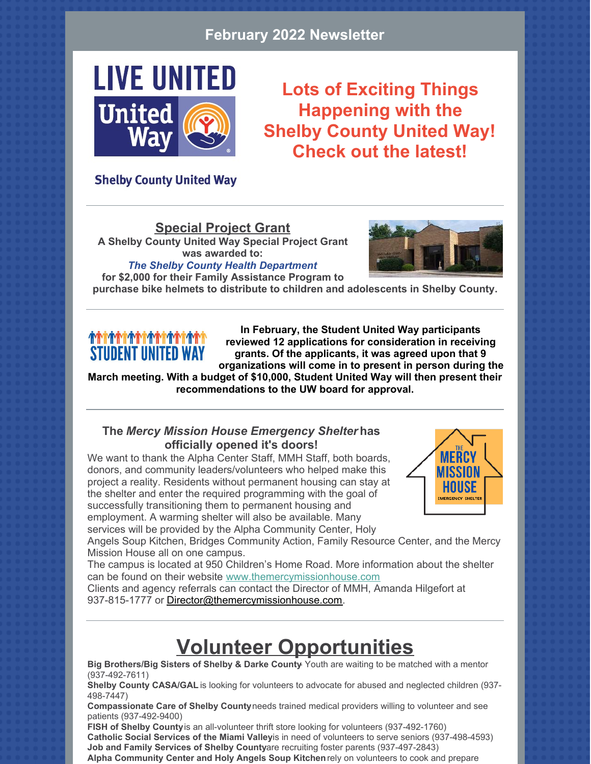# February 2022 Newsletter

LIVE UNITED

United Way

Shelby County United Way

## Lots of Exciting Things Happening with the Shelby County United Way! Check out the latest!

---

## Special Project Grant

**A Shelby County United Way Special Project Grant was awarded to:**
***The Shelby County Health Department***
**for $2,000 for their Family Assistance Program to purchase bike helmets to distribute to children and adolescents in Shelby County.**

---

STUDENT UNITED WAY

**In February, the Student United Way participants reviewed 12 applications for consideration in receiving grants. Of the applicants, it was agreed upon that 9 organizations will come in to present in person during the March meeting. With a budget of $10,000, Student United Way will then present their recommendations to the UW board for approval.**

---

### The *Mercy Mission House Emergency Shelter* has officially opened it's doors!

THE MERCY MISSION HOUSE EMERGENCY SHELTER

We want to thank the Alpha Center Staff, MMH Staff, both boards, donors, and community leaders/volunteers who helped make this project a reality. Residents without permanent housing can stay at the shelter and enter the required programming with the goal of successfully transitioning them to permanent housing and employment. A warming shelter will also be available. Many services will be provided by the Alpha Community Center, Holy Angels Soup Kitchen, Bridges Community Action, Family Resource Center, and the Mercy Mission House all on one campus.
The campus is located at 950 Children's Home Road. More information about the shelter can be found on their website www.themercymissionhouse.com
Clients and agency referrals can contact the Director of MMH, Amanda Hilgefort at 937-815-1777 or Director@themercymissionhouse.com.

---

# Volunteer Opportunities

**Big Brothers/Big Sisters of Shelby & Darke County**- Youth are waiting to be matched with a mentor (937-492-7611)
**Shelby County CASA/GAL** is looking for volunteers to advocate for abused and neglected children (937-498-7447)
**Compassionate Care of Shelby County** needs trained medical providers willing to volunteer and see patients (937-492-9400)
**FISH of Shelby County** is an all-volunteer thrift store looking for volunteers (937-492-1760)
**Catholic Social Services of the Miami Valley** is in need of volunteers to serve seniors (937-498-4593)
**Job and Family Services of Shelby County** are recruiting foster parents (937-497-2843)
**Alpha Community Center and Holy Angels Soup Kitchen** rely on volunteers to cook and prepare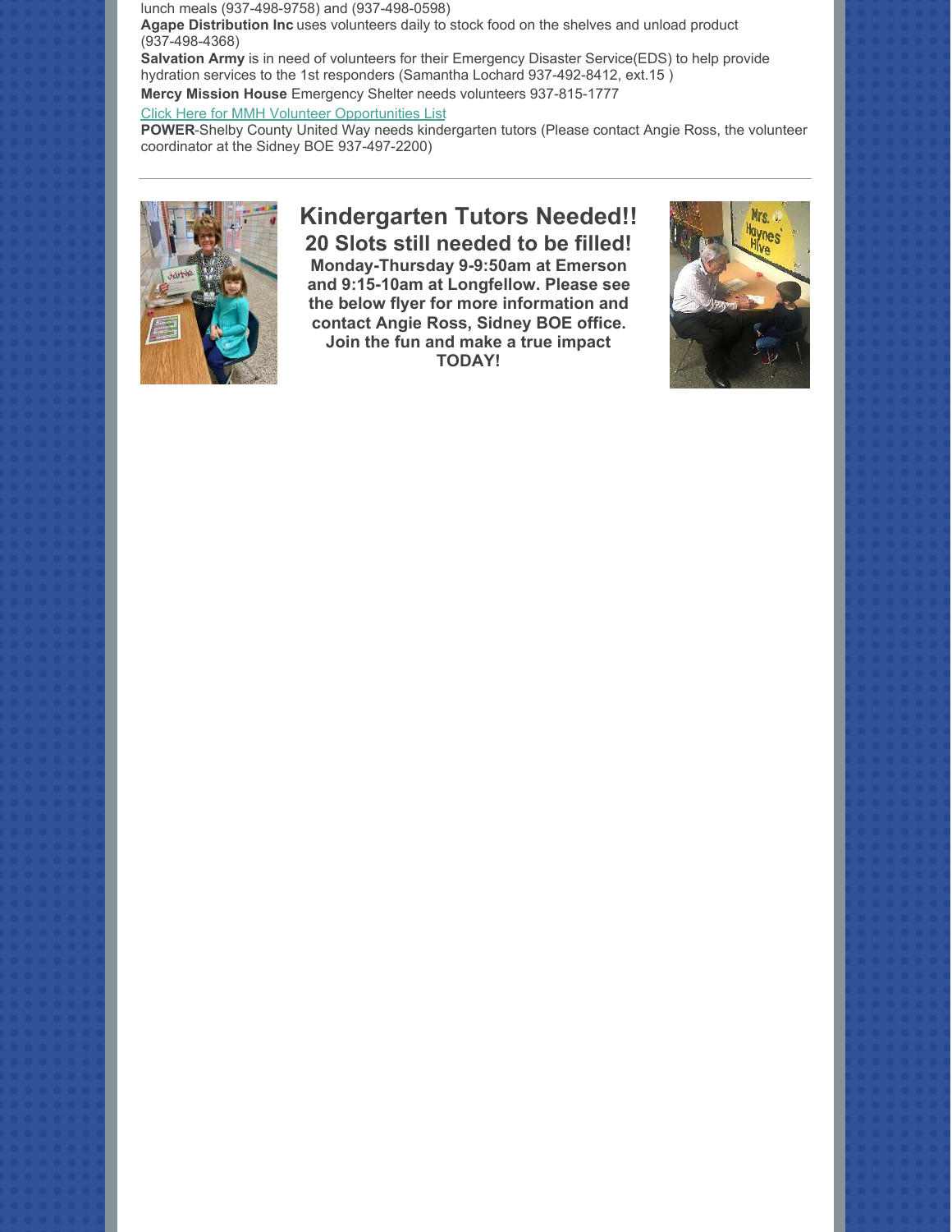lunch meals (937-498-9758) and (937-498-0598)

**Agape Distribution Inc** uses volunteers daily to stock food on the shelves and unload product (937-498-4368)

**Salvation Army** is in need of volunteers for their Emergency Disaster Service(EDS) to help provide hydration services to the 1st responders (Samantha Lochard 937-492-8412, ext.15 )

**Mercy Mission House** Emergency Shelter needs volunteers 937-815-1777

Click Here for MMH Volunteer Opportunities List

**POWER**-Shelby County United Way needs kindergarten tutors (Please contact Angie Ross, the volunteer coordinator at the Sidney BOE 937-497-2200)

---

## Kindergarten Tutors Needed!!

### 20 Slots still needed to be filled!

**Monday-Thursday 9-9:50am at Emerson and 9:15-10am at Longfellow. Please see the below flyer for more information and contact Angie Ross, Sidney BOE office. Join the fun and make a true impact TODAY!**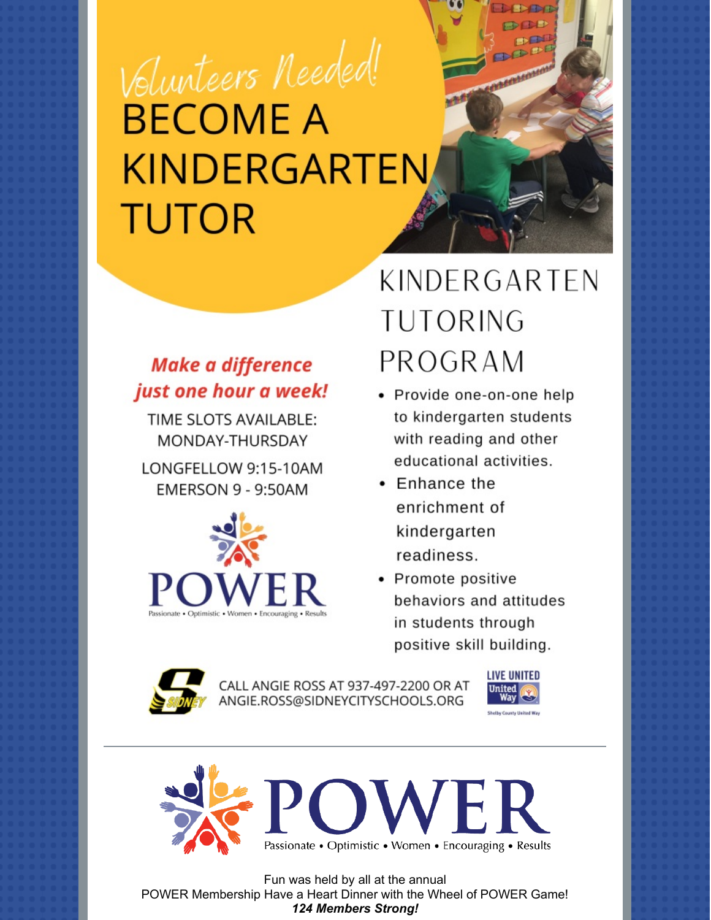Volunteers Needed!

# BECOME A KINDERGARTEN TUTOR

***Make a difference just one hour a week!***

TIME SLOTS AVAILABLE:
MONDAY-THURSDAY

LONGFELLOW 9:15-10AM
EMERSON 9 - 9:50AM

POWER
Passionate • Optimistic • Women • Encouraging • Results

## KINDERGARTEN TUTORING PROGRAM

- Provide one-on-one help to kindergarten students with reading and other educational activities.
- Enhance the enrichment of kindergarten readiness.
- Promote positive behaviors and attitudes in students through positive skill building.

CALL ANGIE ROSS AT 937-497-2200 OR AT ANGIE.ROSS@SIDNEYCITYSCHOOLS.ORG

LIVE UNITED
United Way
Shelby County United Way

---

POWER
Passionate • Optimistic • Women • Encouraging • Results

Fun was held by all at the annual
POWER Membership Have a Heart Dinner with the Wheel of POWER Game!
***124 Members Strong!***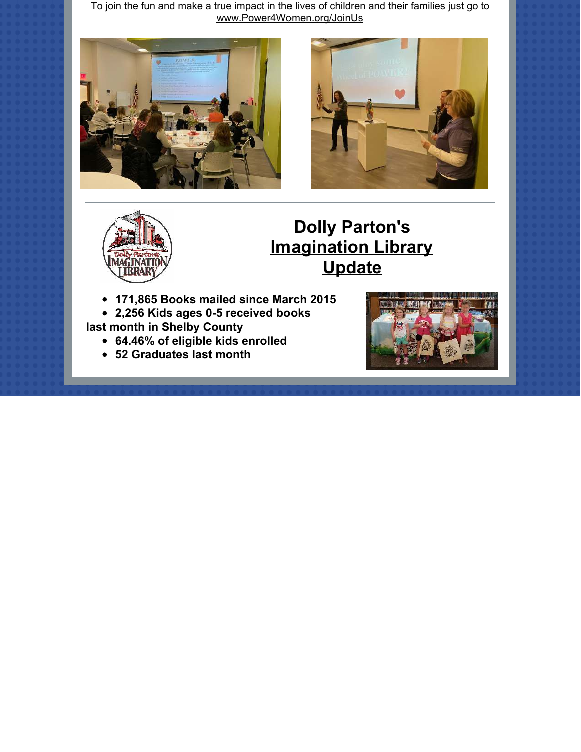To join the fun and make a true impact in the lives of children and their families just go to www.Power4Women.org/JoinUs

## Dolly Parton's Imagination Library Update

- **171,865 Books mailed since March 2015**
- **2,256 Kids ages 0-5 received books last month in Shelby County**
- **64.46% of eligible kids enrolled**
- **52 Graduates last month**